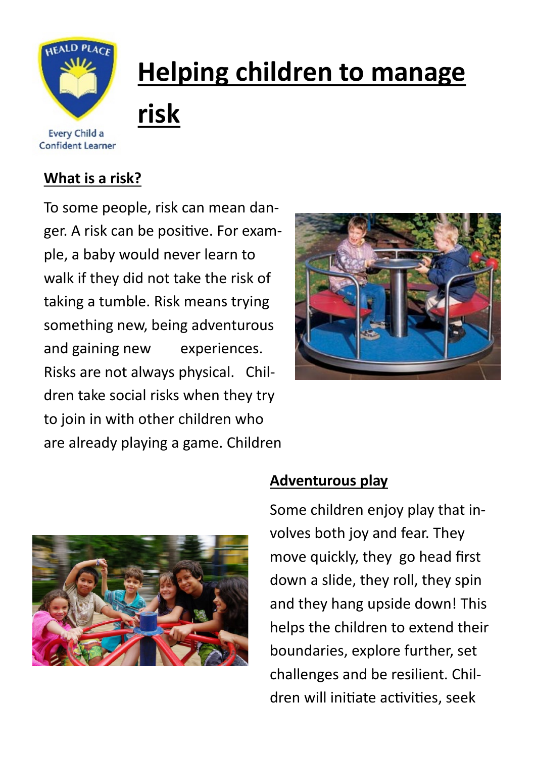Every Child a Confident Learner

# Helping children to manage risk

## What is a risk?

To some people, risk can mean danger. A risk can be positive. For example, a baby would never learn to walk if they did not take the risk of taking a tumble. Risk means trying something new, being adventurous and gaining new experiences. Risks are not always physical. Children take social risks when they try to join in with other children who are already playing a game. Children

## Adventurous play

Some children enjoy play that involves both joy and fear. They move quickly, they go head first down a slide, they roll, they spin and they hang upside down! This helps the children to extend their boundaries, explore further, set challenges and be resilient. Children will initiate activities, seek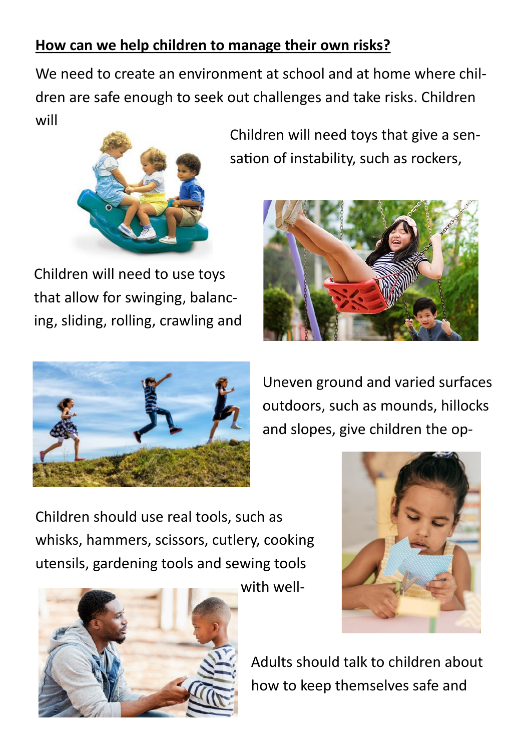**How can we help children to manage their own risks?**

We need to create an environment at school and at home where children are safe enough to seek out challenges and take risks. Children will

Children will need toys that give a sensation of instability, such as rockers,

Children will need to use toys that allow for swinging, balancing, sliding, rolling, crawling and

Uneven ground and varied surfaces outdoors, such as mounds, hillocks and slopes, give children the op-

Children should use real tools, such as whisks, hammers, scissors, cutlery, cooking utensils, gardening tools and sewing tools with well-

Adults should talk to children about how to keep themselves safe and